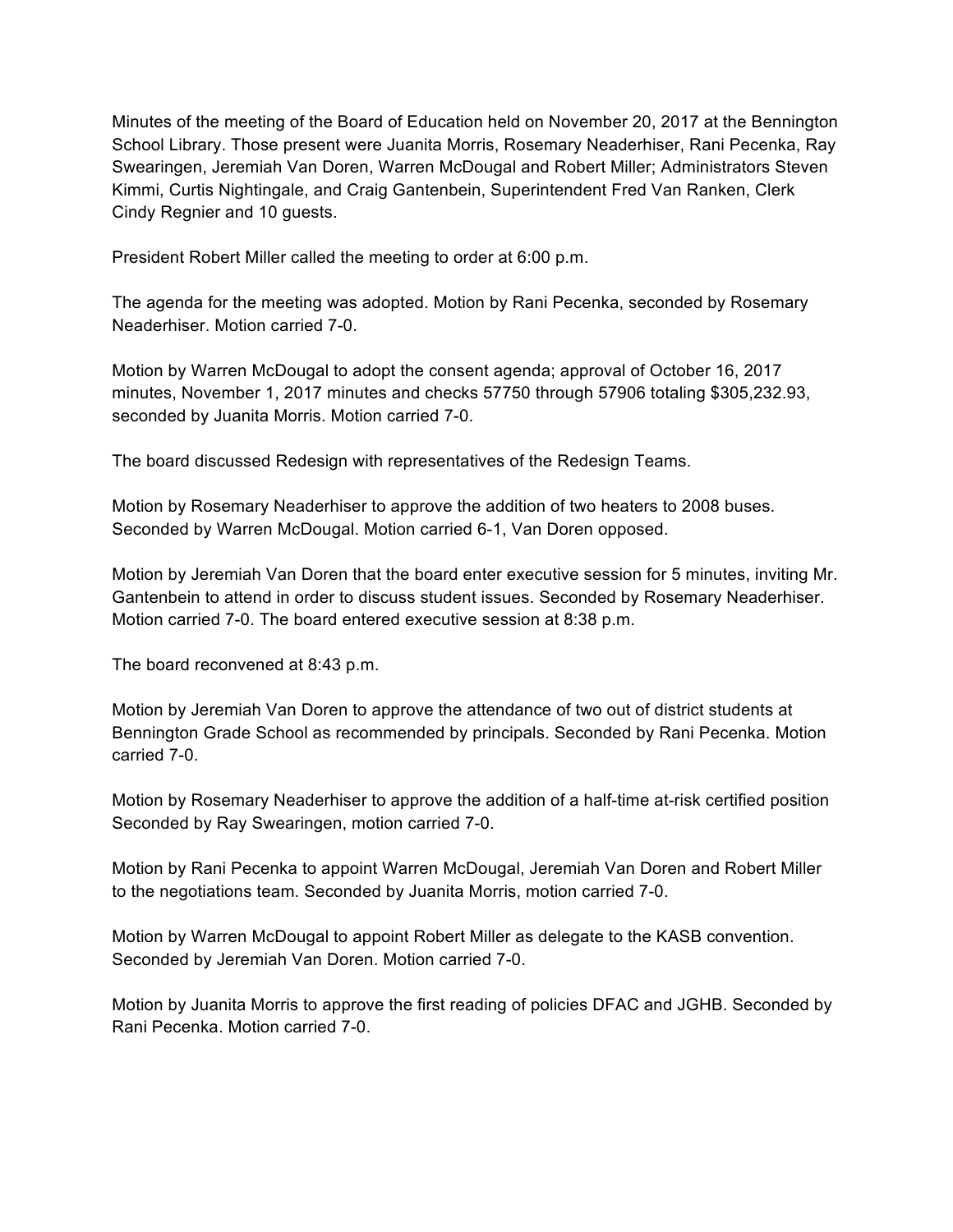Minutes of the meeting of the Board of Education held on November 20, 2017 at the Bennington School Library. Those present were Juanita Morris, Rosemary Neaderhiser, Rani Pecenka, Ray Swearingen, Jeremiah Van Doren, Warren McDougal and Robert Miller; Administrators Steven Kimmi, Curtis Nightingale, and Craig Gantenbein, Superintendent Fred Van Ranken, Clerk Cindy Regnier and 10 guests.

President Robert Miller called the meeting to order at 6:00 p.m.

The agenda for the meeting was adopted. Motion by Rani Pecenka, seconded by Rosemary Neaderhiser. Motion carried 7-0.

Motion by Warren McDougal to adopt the consent agenda; approval of October 16, 2017 minutes, November 1, 2017 minutes and checks 57750 through 57906 totaling $305,232.93, seconded by Juanita Morris. Motion carried 7-0.

The board discussed Redesign with representatives of the Redesign Teams.

Motion by Rosemary Neaderhiser to approve the addition of two heaters to 2008 buses. Seconded by Warren McDougal. Motion carried 6-1, Van Doren opposed.

Motion by Jeremiah Van Doren that the board enter executive session for 5 minutes, inviting Mr. Gantenbein to attend in order to discuss student issues. Seconded by Rosemary Neaderhiser. Motion carried 7-0. The board entered executive session at 8:38 p.m.

The board reconvened at 8:43 p.m.

Motion by Jeremiah Van Doren to approve the attendance of two out of district students at Bennington Grade School as recommended by principals. Seconded by Rani Pecenka. Motion carried 7-0.

Motion by Rosemary Neaderhiser to approve the addition of a half-time at-risk certified position Seconded by Ray Swearingen, motion carried 7-0.

Motion by Rani Pecenka to appoint Warren McDougal, Jeremiah Van Doren and Robert Miller to the negotiations team. Seconded by Juanita Morris, motion carried 7-0.

Motion by Warren McDougal to appoint Robert Miller as delegate to the KASB convention. Seconded by Jeremiah Van Doren. Motion carried 7-0.

Motion by Juanita Morris to approve the first reading of policies DFAC and JGHB. Seconded by Rani Pecenka. Motion carried 7-0.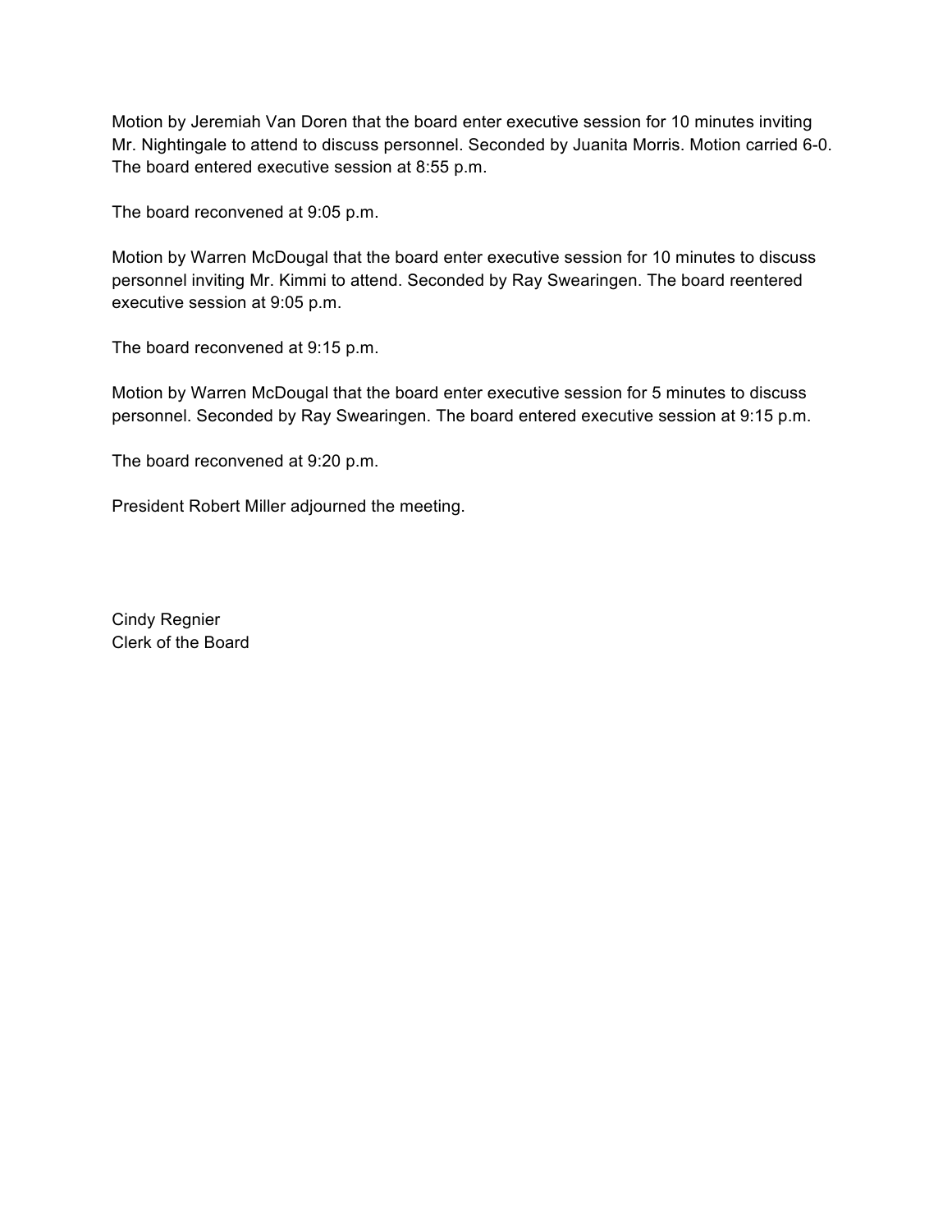Motion by Jeremiah Van Doren that the board enter executive session for 10 minutes inviting Mr. Nightingale to attend to discuss personnel. Seconded by Juanita Morris. Motion carried 6-0. The board entered executive session at 8:55 p.m.

The board reconvened at 9:05 p.m.

Motion by Warren McDougal that the board enter executive session for 10 minutes to discuss personnel inviting Mr. Kimmi to attend. Seconded by Ray Swearingen. The board reentered executive session at 9:05 p.m.

The board reconvened at 9:15 p.m.

Motion by Warren McDougal that the board enter executive session for 5 minutes to discuss personnel. Seconded by Ray Swearingen. The board entered executive session at 9:15 p.m.

The board reconvened at 9:20 p.m.

President Robert Miller adjourned the meeting.

Cindy Regnier
Clerk of the Board